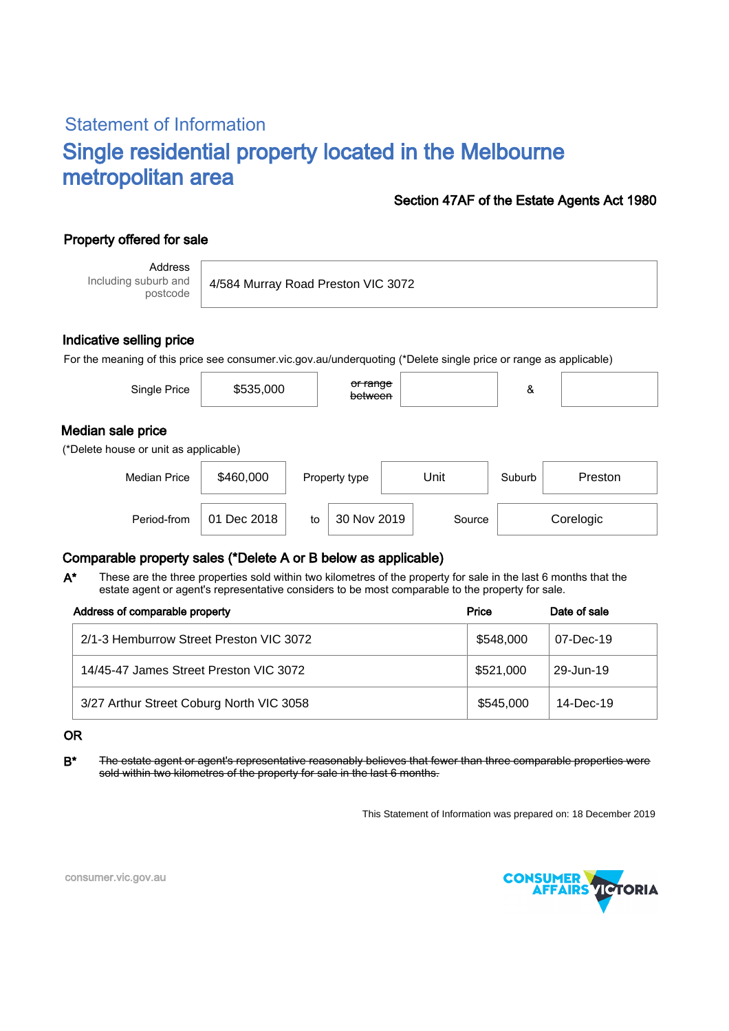## Statement of Information

# Single residential property located in the Melbourne metropolitan area

**Section 47AF of the Estate Agents Act 1980**

### Property offered for sale

| Address Including suburb and postcode | 4/584 Murray Road Preston VIC 3072 |
|---|---|

### Indicative selling price

For the meaning of this price see consumer.vic.gov.au/underquoting (*Delete single price or range as applicable)

| Single Price | $535,000 | ~~or range between~~ | | & | |
|---|---|---|---|---|---|

### Median sale price

(*Delete house or unit as applicable)

| Median Price | $460,000 | Property type | Unit | Suburb | Preston |
|---|---|---|---|---|---|
| Period-from | 01 Dec 2018 | to | 30 Nov 2019 | Source | Corelogic |

### Comparable property sales (*Delete A or B below as applicable)

**A*** These are the three properties sold within two kilometres of the property for sale in the last 6 months that the estate agent or agent's representative considers to be most comparable to the property for sale.

| Address of comparable property | Price | Date of sale |
|---|---|---|
| 2/1-3 Hemburrow Street Preston VIC 3072 | $548,000 | 07-Dec-19 |
| 14/45-47 James Street Preston VIC 3072 | $521,000 | 29-Jun-19 |
| 3/27 Arthur Street Coburg North VIC 3058 | $545,000 | 14-Dec-19 |

**OR**

**B*** ~~The estate agent or agent's representative reasonably believes that fewer than three comparable properties were sold within two kilometres of the property for sale in the last 6 months.~~

This Statement of Information was prepared on: 18 December 2019

consumer.vic.gov.au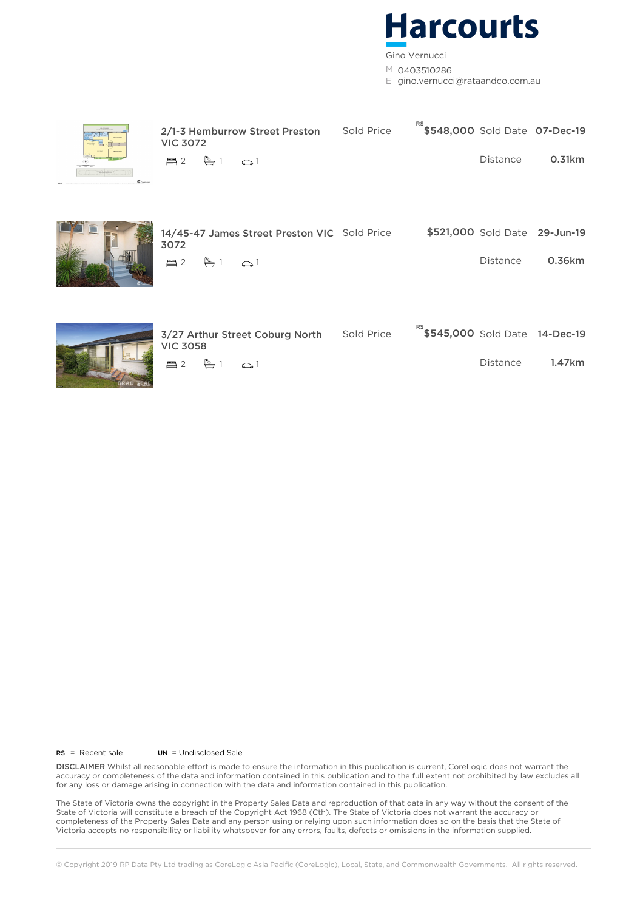**Harcourts**

Gino Vernucci

M 0403510286

E gino.vernucci@rataandco.com.au

| | | | | | | |
|---|---|---|---|---|---|---|
| **2/1-3 Hemburrow Street Preston VIC 3072** | 2 bed, 1 bath, 1 car | Sold Price | RS **$548,000** | Sold Date | **07-Dec-19** | Distance **0.31km** |
| **14/45-47 James Street Preston VIC 3072** | 2 bed, 1 bath, 1 car | Sold Price | **$521,000** | Sold Date | **29-Jun-19** | Distance **0.36km** |
| **3/27 Arthur Street Coburg North VIC 3058** | 2 bed, 1 bath, 1 car | Sold Price | RS **$545,000** | Sold Date | **14-Dec-19** | Distance **1.47km** |

**RS** = Recent sale **UN** = Undisclosed Sale

**DISCLAIMER** Whilst all reasonable effort is made to ensure the information in this publication is current, CoreLogic does not warrant the accuracy or completeness of the data and information contained in this publication and to the full extent not prohibited by law excludes all for any loss or damage arising in connection with the data and information contained in this publication.

The State of Victoria owns the copyright in the Property Sales Data and reproduction of that data in any way without the consent of the State of Victoria will constitute a breach of the Copyright Act 1968 (Cth). The State of Victoria does not warrant the accuracy or completeness of the Property Sales Data and any person using or relying upon such information does so on the basis that the State of Victoria accepts no responsibility or liability whatsoever for any errors, faults, defects or omissions in the information supplied.

© Copyright 2019 RP Data Pty Ltd trading as CoreLogic Asia Pacific (CoreLogic), Local, State, and Commonwealth Governments. All rights reserved.